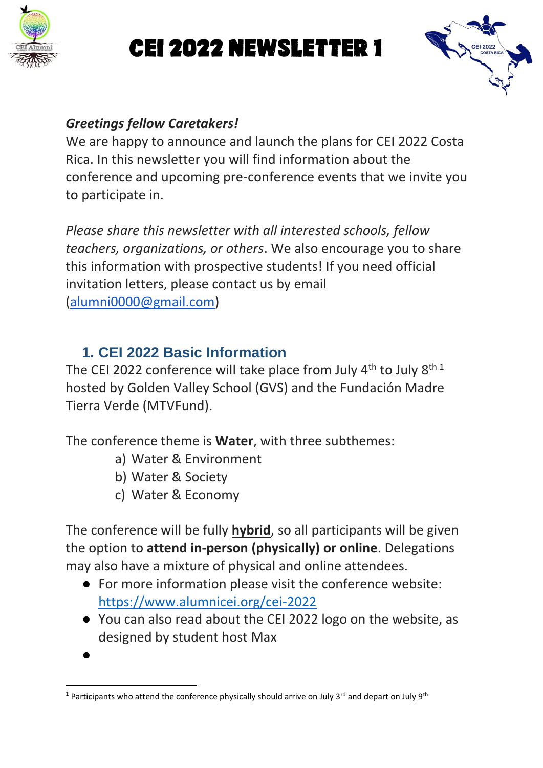# CEI 2022 NEWSLETTER 1

*Greetings fellow Caretakers!*

We are happy to announce and launch the plans for CEI 2022 Costa Rica. In this newsletter you will find information about the conference and upcoming pre-conference events that we invite you to participate in.

*Please share this newsletter with all interested schools, fellow teachers, organizations, or others*. We also encourage you to share this information with prospective students! If you need official invitation letters, please contact us by email (alumni0000@gmail.com)

## 1. CEI 2022 Basic Information

The CEI 2022 conference will take place from July 4th to July 8th [1] hosted by Golden Valley School (GVS) and the Fundación Madre Tierra Verde (MTVFund).

The conference theme is **Water**, with three subthemes:

a) Water & Environment
b) Water & Society
c) Water & Economy

The conference will be fully **hybrid**, so all participants will be given the option to **attend in-person (physically) or online**. Delegations may also have a mixture of physical and online attendees.

- For more information please visit the conference website: https://www.alumnicei.org/cei-2022
- You can also read about the CEI 2022 logo on the website, as designed by student host Max
- 

[1] Participants who attend the conference physically should arrive on July 3rd and depart on July 9th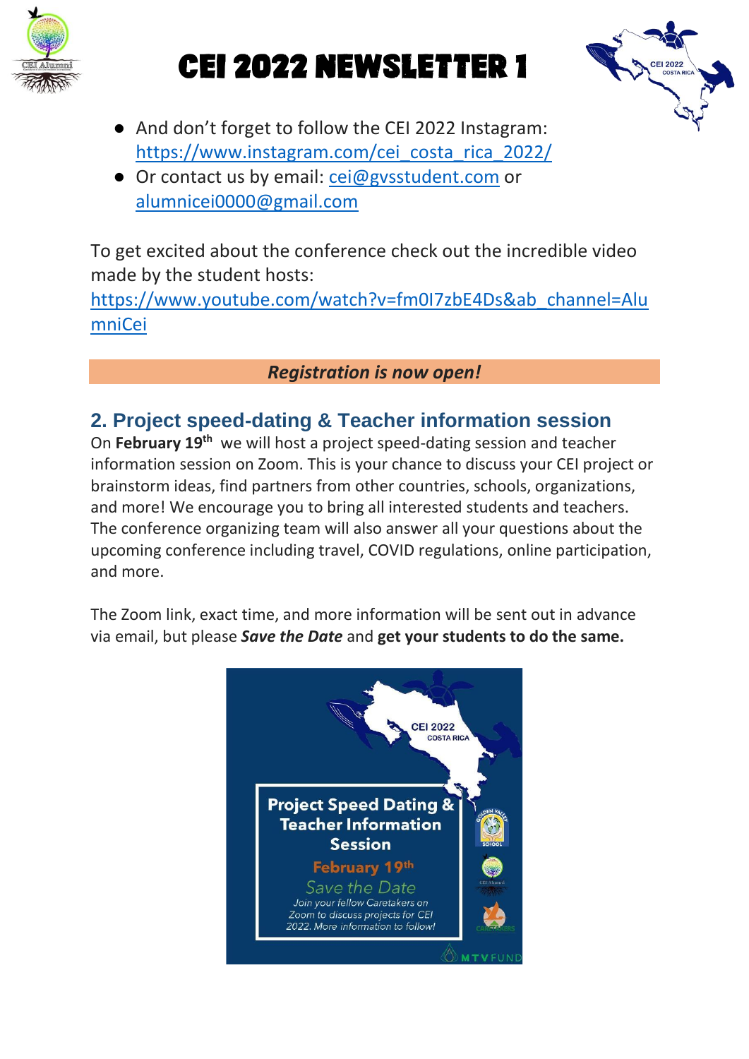- And don't forget to follow the CEI 2022 Instagram: https://www.instagram.com/cei_costa_rica_2022/
- Or contact us by email: cei@gvsstudent.com or alumnicei0000@gmail.com

To get excited about the conference check out the incredible video made by the student hosts: https://www.youtube.com/watch?v=fm0I7zbE4Ds&ab_channel=AlumniCei

***Registration is now open!***

## 2. Project speed-dating & Teacher information session

On **February 19th** we will host a project speed-dating session and teacher information session on Zoom. This is your chance to discuss your CEI project or brainstorm ideas, find partners from other countries, schools, organizations, and more! We encourage you to bring all interested students and teachers. The conference organizing team will also answer all your questions about the upcoming conference including travel, COVID regulations, online participation, and more.

The Zoom link, exact time, and more information will be sent out in advance via email, but please ***Save the Date*** and **get your students to do the same.**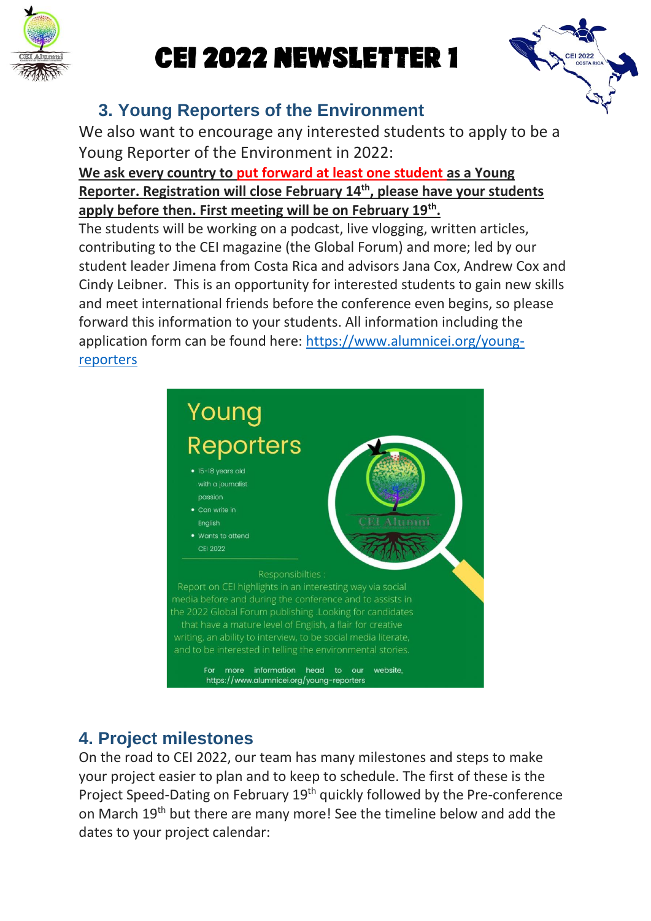# CEI 2022 NEWSLETTER 1

## 3. Young Reporters of the Environment

We also want to encourage any interested students to apply to be a Young Reporter of the Environment in 2022:

**We ask every country to put forward at least one student as a Young Reporter. Registration will close February 14th, please have your students apply before then. First meeting will be on February 19th.**

The students will be working on a podcast, live vlogging, written articles, contributing to the CEI magazine (the Global Forum) and more; led by our student leader Jimena from Costa Rica and advisors Jana Cox, Andrew Cox and Cindy Leibner. This is an opportunity for interested students to gain new skills and meet international friends before the conference even begins, so please forward this information to your students. All information including the application form can be found here: https://www.alumnicei.org/young-reporters

Young Reporters

- 15-18 years old with a journalist passion
- Can write in English
- Wants to attend CEI 2022

Responsibilties :
Report on CEI highlights in an interesting way via social media before and during the conference and to assists in the 2022 Global Forum publishing .Looking for candidates that have a mature level of English, a flair for creative writing, an ability to interview, to be social media literate, and to be interested in telling the environmental stories.

For more information head to our website, https://www.alumnicei.org/young-reporters

## 4. Project milestones

On the road to CEI 2022, our team has many milestones and steps to make your project easier to plan and to keep to schedule. The first of these is the Project Speed-Dating on February 19th quickly followed by the Pre-conference on March 19th but there are many more! See the timeline below and add the dates to your project calendar: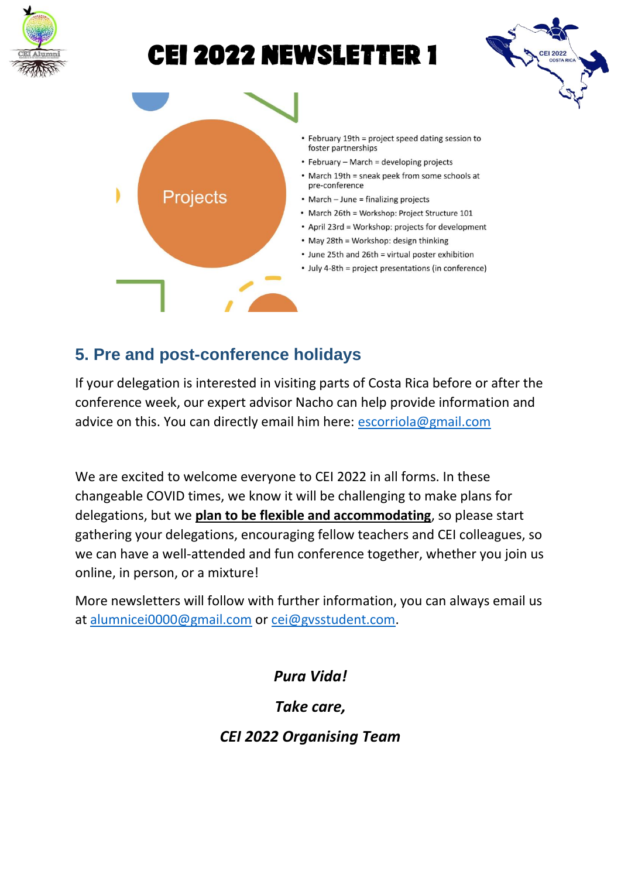# CEI 2022 NEWSLETTER 1

Projects

- February 19th = project speed dating session to foster partnerships
- February – March = developing projects
- March 19th = sneak peek from some schools at pre-conference
- March – June = finalizing projects
- March 26th = Workshop: Project Structure 101
- April 23rd = Workshop: projects for development
- May 28th = Workshop: design thinking
- June 25th and 26th = virtual poster exhibition
- July 4-8th = project presentations (in conference)

## 5. Pre and post-conference holidays

If your delegation is interested in visiting parts of Costa Rica before or after the conference week, our expert advisor Nacho can help provide information and advice on this. You can directly email him here: escorriola@gmail.com

We are excited to welcome everyone to CEI 2022 in all forms. In these changeable COVID times, we know it will be challenging to make plans for delegations, but we **plan to be flexible and accommodating**, so please start gathering your delegations, encouraging fellow teachers and CEI colleagues, so we can have a well-attended and fun conference together, whether you join us online, in person, or a mixture!

More newsletters will follow with further information, you can always email us at alumnicei0000@gmail.com or cei@gvsstudent.com.

***Pura Vida!***

***Take care,***

***CEI 2022 Organising Team***